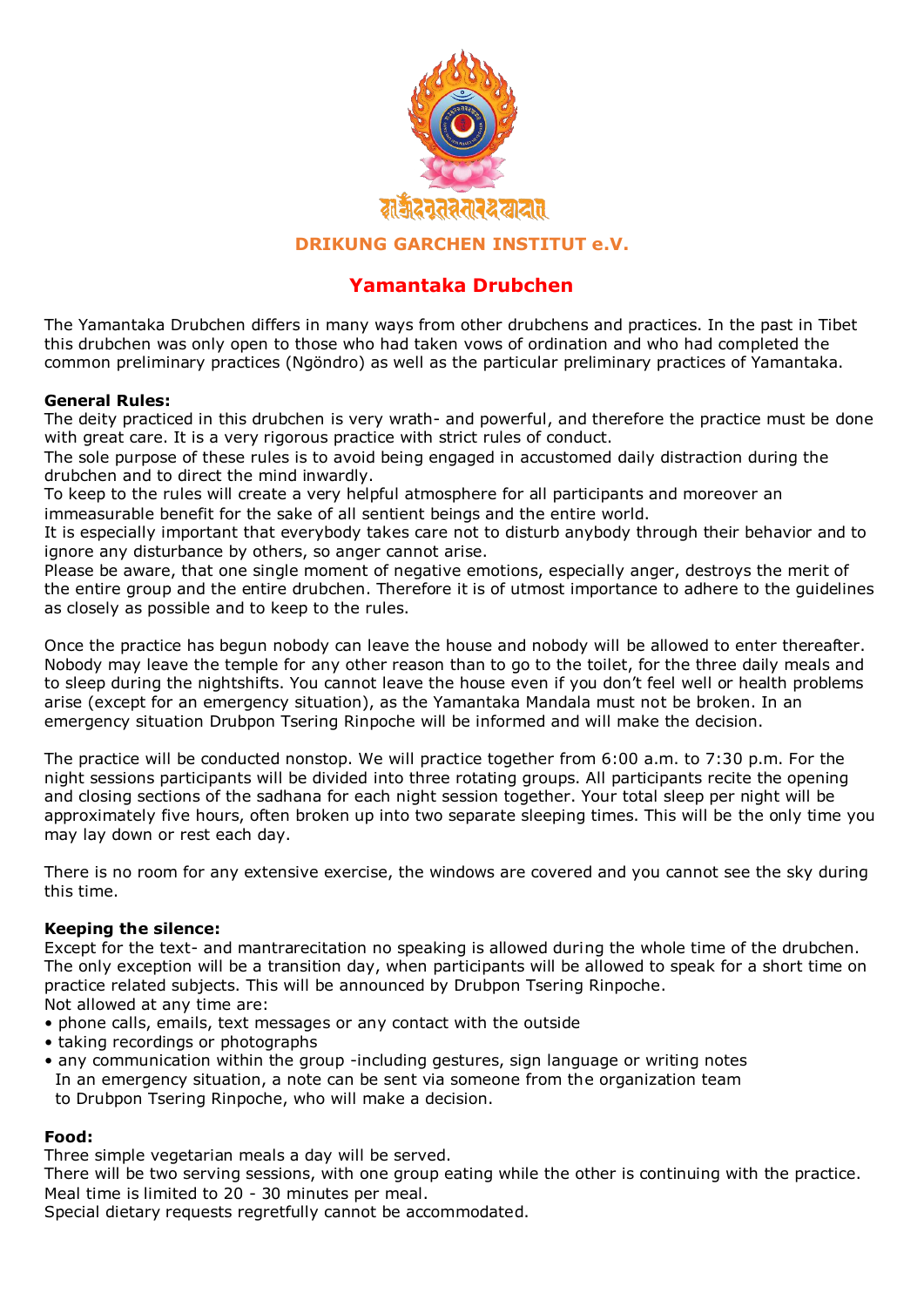**DRIKUNG GARCHEN INSTITUT e.V.**

# Yamantaka Drubchen

The Yamantaka Drubchen differs in many ways from other drubchens and practices. In the past in Tibet this drubchen was only open to those who had taken vows of ordination and who had completed the common preliminary practices (Ngöndro) as well as the particular preliminary practices of Yamantaka.

**General Rules:**
The deity practiced in this drubchen is very wrath- and powerful, and therefore the practice must be done with great care. It is a very rigorous practice with strict rules of conduct.
The sole purpose of these rules is to avoid being engaged in accustomed daily distraction during the drubchen and to direct the mind inwardly.
To keep to the rules will create a very helpful atmosphere for all participants and moreover an immeasurable benefit for the sake of all sentient beings and the entire world.
It is especially important that everybody takes care not to disturb anybody through their behavior and to ignore any disturbance by others, so anger cannot arise.
Please be aware, that one single moment of negative emotions, especially anger, destroys the merit of the entire group and the entire drubchen. Therefore it is of utmost importance to adhere to the guidelines as closely as possible and to keep to the rules.

Once the practice has begun nobody can leave the house and nobody will be allowed to enter thereafter. Nobody may leave the temple for any other reason than to go to the toilet, for the three daily meals and to sleep during the nightshifts. You cannot leave the house even if you don't feel well or health problems arise (except for an emergency situation), as the Yamantaka Mandala must not be broken. In an emergency situation Drubpon Tsering Rinpoche will be informed and will make the decision.

The practice will be conducted nonstop. We will practice together from 6:00 a.m. to 7:30 p.m. For the night sessions participants will be divided into three rotating groups. All participants recite the opening and closing sections of the sadhana for each night session together. Your total sleep per night will be approximately five hours, often broken up into two separate sleeping times. This will be the only time you may lay down or rest each day.

There is no room for any extensive exercise, the windows are covered and you cannot see the sky during this time.

**Keeping the silence:**
Except for the text- and mantrarecitation no speaking is allowed during the whole time of the drubchen. The only exception will be a transition day, when participants will be allowed to speak for a short time on practice related subjects. This will be announced by Drubpon Tsering Rinpoche.
Not allowed at any time are:

- phone calls, emails, text messages or any contact with the outside
- taking recordings or photographs
- any communication within the group -including gestures, sign language or writing notes
  In an emergency situation, a note can be sent via someone from the organization team to Drubpon Tsering Rinpoche, who will make a decision.

**Food:**
Three simple vegetarian meals a day will be served.
There will be two serving sessions, with one group eating while the other is continuing with the practice.
Meal time is limited to 20 - 30 minutes per meal.
Special dietary requests regretfully cannot be accommodated.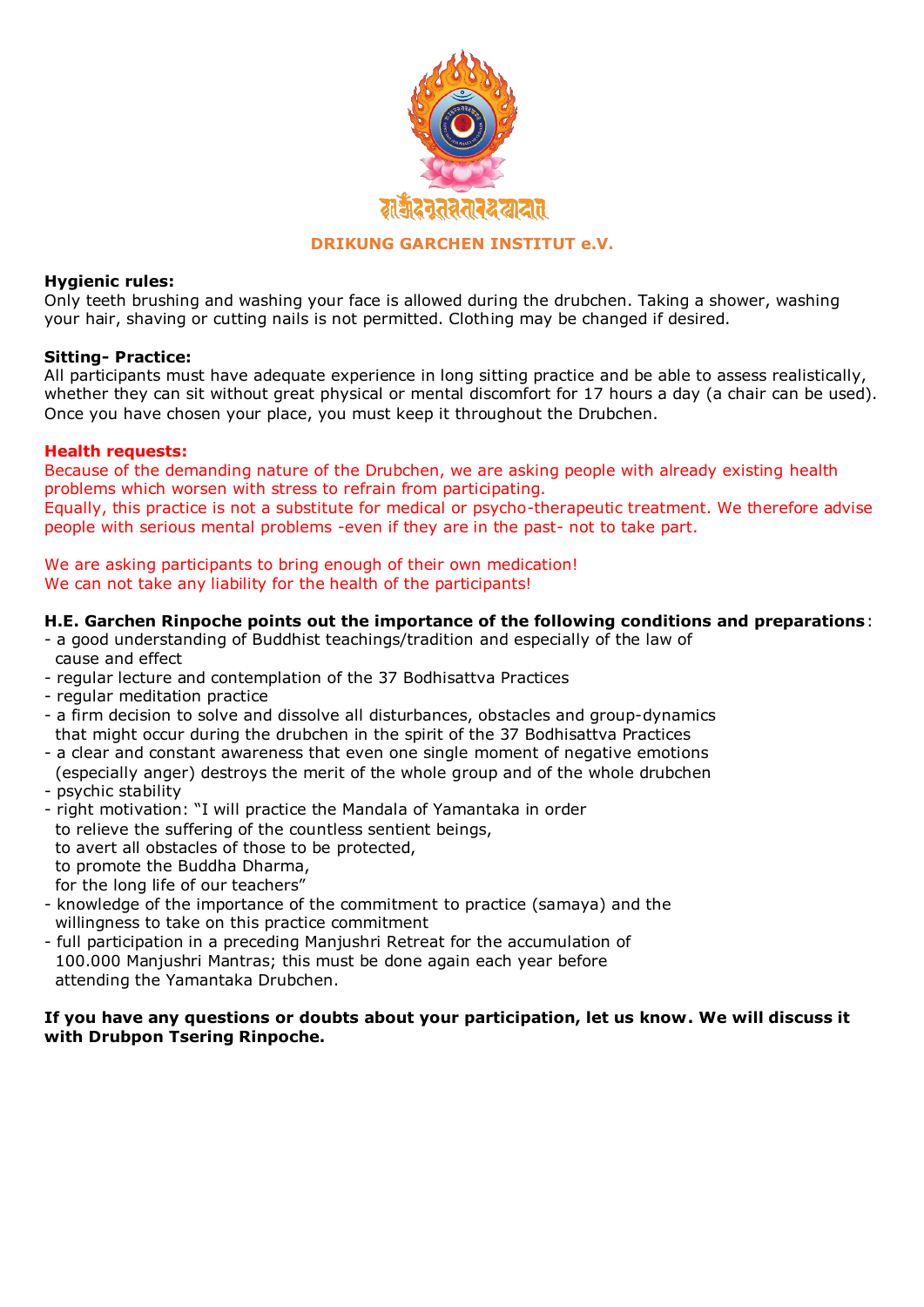DRIKUNG GARCHEN INSTITUT e.V.

**Hygienic rules:**
Only teeth brushing and washing your face is allowed during the drubchen. Taking a shower, washing your hair, shaving or cutting nails is not permitted. Clothing may be changed if desired.

**Sitting- Practice:**
All participants must have adequate experience in long sitting practice and be able to assess realistically, whether they can sit without great physical or mental discomfort for 17 hours a day (a chair can be used). Once you have chosen your place, you must keep it throughout the Drubchen.

**Health requests:**
Because of the demanding nature of the Drubchen, we are asking people with already existing health problems which worsen with stress to refrain from participating.
Equally, this practice is not a substitute for medical or psycho-therapeutic treatment. We therefore advise people with serious mental problems -even if they are in the past- not to take part.

We are asking participants to bring enough of their own medication!
We can not take any liability for the health of the participants!

**H.E. Garchen Rinpoche points out the importance of the following conditions and preparations**:

- a good understanding of Buddhist teachings/tradition and especially of the law of cause and effect
- regular lecture and contemplation of the 37 Bodhisattva Practices
- regular meditation practice
- a firm decision to solve and dissolve all disturbances, obstacles and group-dynamics that might occur during the drubchen in the spirit of the 37 Bodhisattva Practices
- a clear and constant awareness that even one single moment of negative emotions (especially anger) destroys the merit of the whole group and of the whole drubchen
- psychic stability
- right motivation: "I will practice the Mandala of Yamantaka in order
  to relieve the suffering of the countless sentient beings,
  to avert all obstacles of those to be protected,
  to promote the Buddha Dharma,
  for the long life of our teachers"
- knowledge of the importance of the commitment to practice (samaya) and the willingness to take on this practice commitment
- full participation in a preceding Manjushri Retreat for the accumulation of 100.000 Manjushri Mantras; this must be done again each year before attending the Yamantaka Drubchen.

**If you have any questions or doubts about your participation, let us know. We will discuss it with Drubpon Tsering Rinpoche.**